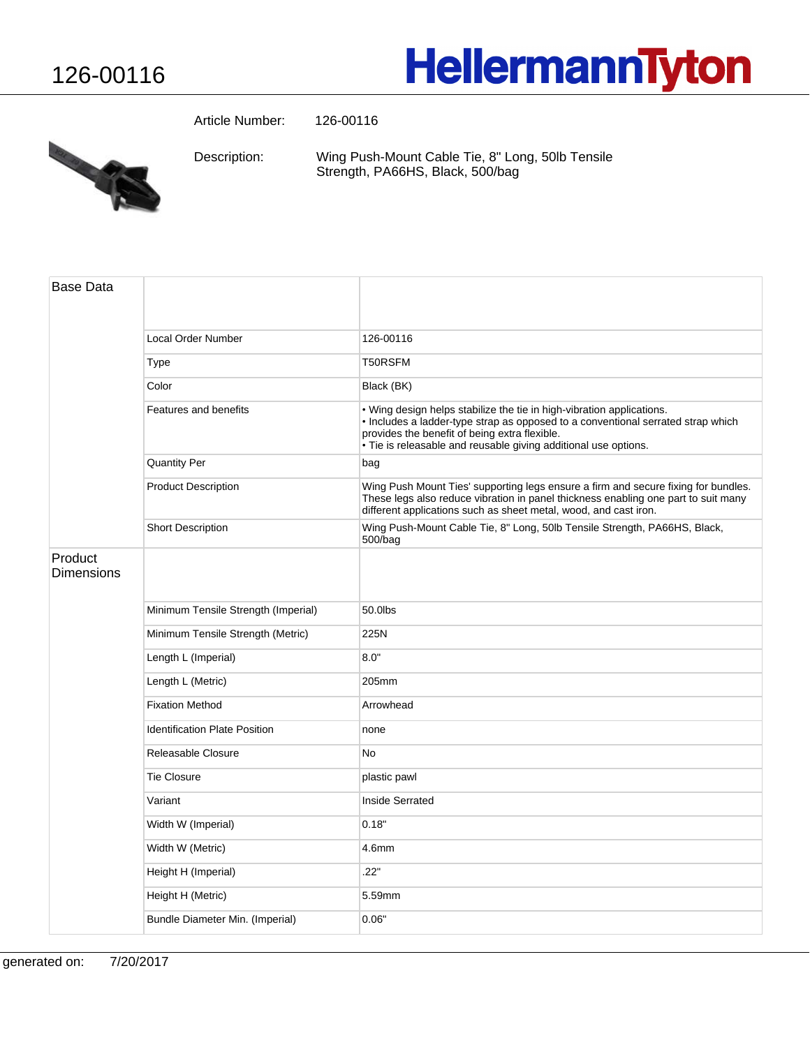# 126-00116

HellermannTyton

Article Number: 126-00116

Description: Wing Push-Mount Cable Tie, 8" Long, 50lb Tensile Strength, PA66HS, Black, 500/bag

| Base Data | | |
|---|---|---|
| | Local Order Number | 126-00116 |
| | Type | T50RSFM |
| | Color | Black (BK) |
| | Features and benefits | • Wing design helps stabilize the tie in high-vibration applications.<br>• Includes a ladder-type strap as opposed to a conventional serrated strap which provides the benefit of being extra flexible.<br>• Tie is releasable and reusable giving additional use options. |
| | Quantity Per | bag |
| | Product Description | Wing Push Mount Ties' supporting legs ensure a firm and secure fixing for bundles. These legs also reduce vibration in panel thickness enabling one part to suit many different applications such as sheet metal, wood, and cast iron. |
| | Short Description | Wing Push-Mount Cable Tie, 8" Long, 50lb Tensile Strength, PA66HS, Black, 500/bag |
| Product Dimensions | | |
| | Minimum Tensile Strength (Imperial) | 50.0lbs |
| | Minimum Tensile Strength (Metric) | 225N |
| | Length L (Imperial) | 8.0" |
| | Length L (Metric) | 205mm |
| | Fixation Method | Arrowhead |
| | Identification Plate Position | none |
| | Releasable Closure | No |
| | Tie Closure | plastic pawl |
| | Variant | Inside Serrated |
| | Width W (Imperial) | 0.18" |
| | Width W (Metric) | 4.6mm |
| | Height H (Imperial) | .22" |
| | Height H (Metric) | 5.59mm |
| | Bundle Diameter Min. (Imperial) | 0.06" |

generated on: 7/20/2017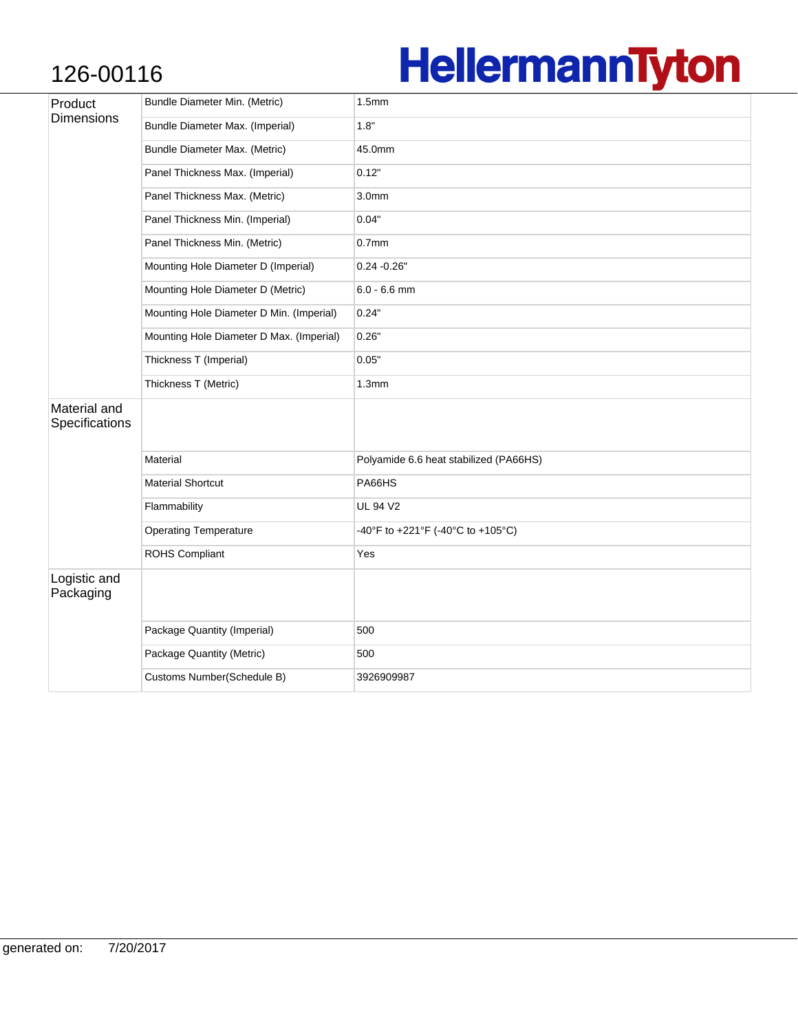126-00116

| | | |
|---|---|---|
| Product Dimensions | Bundle Diameter Min. (Metric) | 1.5mm |
| | Bundle Diameter Max. (Imperial) | 1.8" |
| | Bundle Diameter Max. (Metric) | 45.0mm |
| | Panel Thickness Max. (Imperial) | 0.12" |
| | Panel Thickness Max. (Metric) | 3.0mm |
| | Panel Thickness Min. (Imperial) | 0.04" |
| | Panel Thickness Min. (Metric) | 0.7mm |
| | Mounting Hole Diameter D (Imperial) | 0.24 -0.26" |
| | Mounting Hole Diameter D (Metric) | 6.0 - 6.6 mm |
| | Mounting Hole Diameter D Min. (Imperial) | 0.24" |
| | Mounting Hole Diameter D Max. (Imperial) | 0.26" |
| | Thickness T (Imperial) | 0.05" |
| | Thickness T (Metric) | 1.3mm |
| Material and Specifications | | |
| | Material | Polyamide 6.6 heat stabilized (PA66HS) |
| | Material Shortcut | PA66HS |
| | Flammability | UL 94 V2 |
| | Operating Temperature | -40°F to +221°F (-40°C to +105°C) |
| | ROHS Compliant | Yes |
| Logistic and Packaging | | |
| | Package Quantity (Imperial) | 500 |
| | Package Quantity (Metric) | 500 |
| | Customs Number(Schedule B) | 3926909987 |

generated on: 7/20/2017